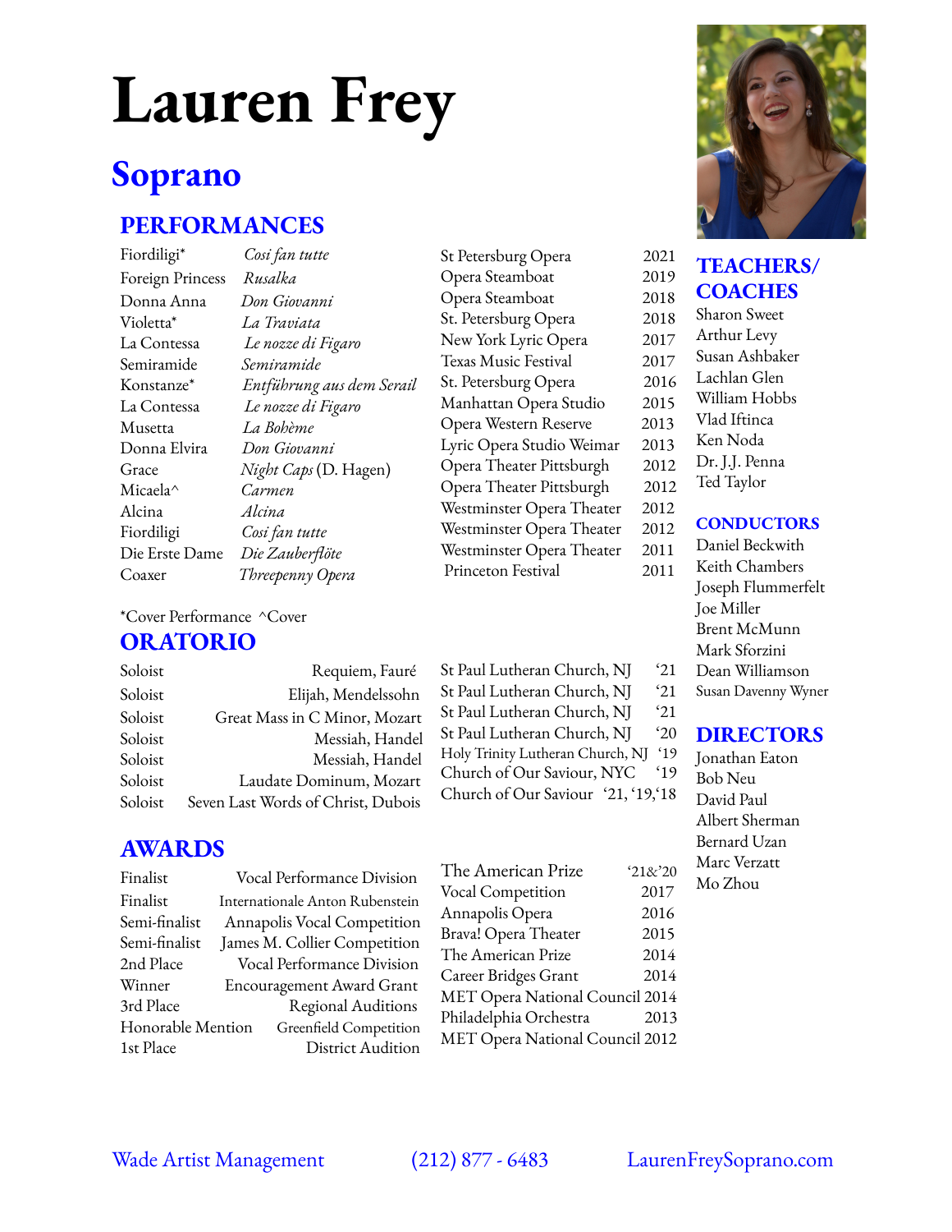# Lauren Frey

## Soprano

### PERFORMANCES

| Role | Opera | Company | Year |
| --- | --- | --- | --- |
| Fiordiligi* | *Cosi fan tutte* | St Petersburg Opera | 2021 |
| Foreign Princess | *Rusalka* | Opera Steamboat | 2019 |
| Donna Anna | *Don Giovanni* | Opera Steamboat | 2018 |
| Violetta* | *La Traviata* | St. Petersburg Opera | 2018 |
| La Contessa | *Le nozze di Figaro* | New York Lyric Opera | 2017 |
| Semiramide | *Semiramide* | Texas Music Festival | 2017 |
| Konstanze* | *Entführung aus dem Serail* | St. Petersburg Opera | 2016 |
| La Contessa | *Le nozze di Figaro* | Manhattan Opera Studio | 2015 |
| Musetta | *La Bohème* | Opera Western Reserve | 2013 |
| Donna Elvira | *Don Giovanni* | Lyric Opera Studio Weimar | 2013 |
| Grace | *Night Caps* (D. Hagen) | Opera Theater Pittsburgh | 2012 |
| Micaela^ | *Carmen* | Opera Theater Pittsburgh | 2012 |
| Alcina | *Alcina* | Westminster Opera Theater | 2012 |
| Fiordiligi | *Cosi fan tutte* | Westminster Opera Theater | 2012 |
| Die Erste Dame | *Die Zauberflöte* | Westminster Opera Theater | 2011 |
| Coaxer | *Threepenny Opera* | Princeton Festival | 2011 |

*Cover Performance ^Cover

### ORATORIO

| Role | Work | Venue | Year |
| --- | --- | --- | --- |
| Soloist | Requiem, Fauré | St Paul Lutheran Church, NJ | '21 |
| Soloist | Elijah, Mendelssohn | St Paul Lutheran Church, NJ | '21 |
| Soloist | Great Mass in C Minor, Mozart | St Paul Lutheran Church, NJ | '21 |
| Soloist | Messiah, Handel | St Paul Lutheran Church, NJ | '20 |
| Soloist | Messiah, Handel | Holy Trinity Lutheran Church, NJ | '19 |
| Soloist | Laudate Dominum, Mozart | Church of Our Saviour, NYC | '19 |
| Soloist | Seven Last Words of Christ, Dubois | Church of Our Saviour | '21, '19,'18 |

### AWARDS

| Result | Award | Organization | Year |
| --- | --- | --- | --- |
| Finalist | Vocal Performance Division | The American Prize | '21&'20 |
| Finalist | Internationale Anton Rubenstein | Vocal Competition | 2017 |
| Semi-finalist | Annapolis Vocal Competition | Annapolis Opera | 2016 |
| Semi-finalist | James M. Collier Competition | Brava! Opera Theater | 2015 |
| 2nd Place | Vocal Performance Division | The American Prize | 2014 |
| Winner | Encouragement Award Grant | Career Bridges Grant | 2014 |
| 3rd Place | Regional Auditions | MET Opera National Council | 2014 |
| Honorable Mention | Greenfield Competition | Philadelphia Orchestra | 2013 |
| 1st Place | District Audition | MET Opera National Council | 2012 |

### TEACHERS/ COACHES

Sharon Sweet
Arthur Levy
Susan Ashbaker
Lachlan Glen
William Hobbs
Vlad Iftinca
Ken Noda
Dr. J.J. Penna
Ted Taylor

### CONDUCTORS

Daniel Beckwith
Keith Chambers
Joseph Flummerfelt
Joe Miller
Brent McMunn
Mark Sforzini
Dean Williamson
Susan Davenny Wyner

### DIRECTORS

Jonathan Eaton
Bob Neu
David Paul
Albert Sherman
Bernard Uzan
Marc Verzatt
Mo Zhou

Wade Artist Management (212) 877 - 6483 LaurenFreySoprano.com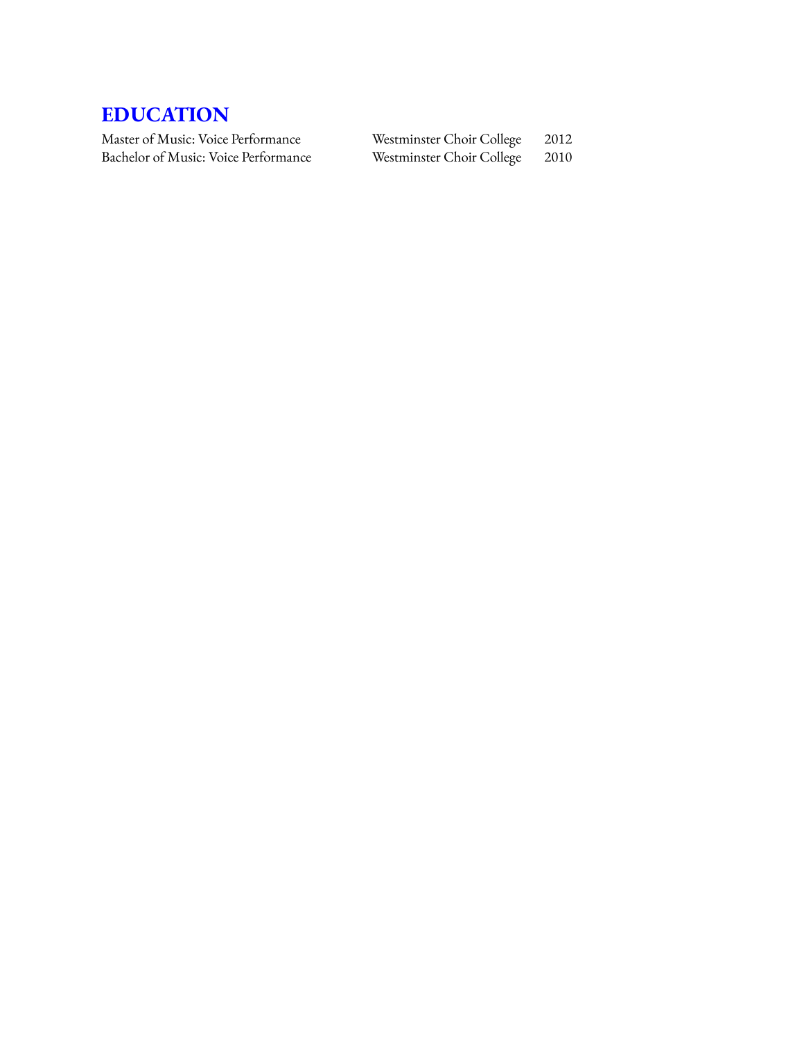## EDUCATION

| | | |
|---|---|---|
| Master of Music: Voice Performance | Westminster Choir College | 2012 |
| Bachelor of Music: Voice Performance | Westminster Choir College | 2010 |